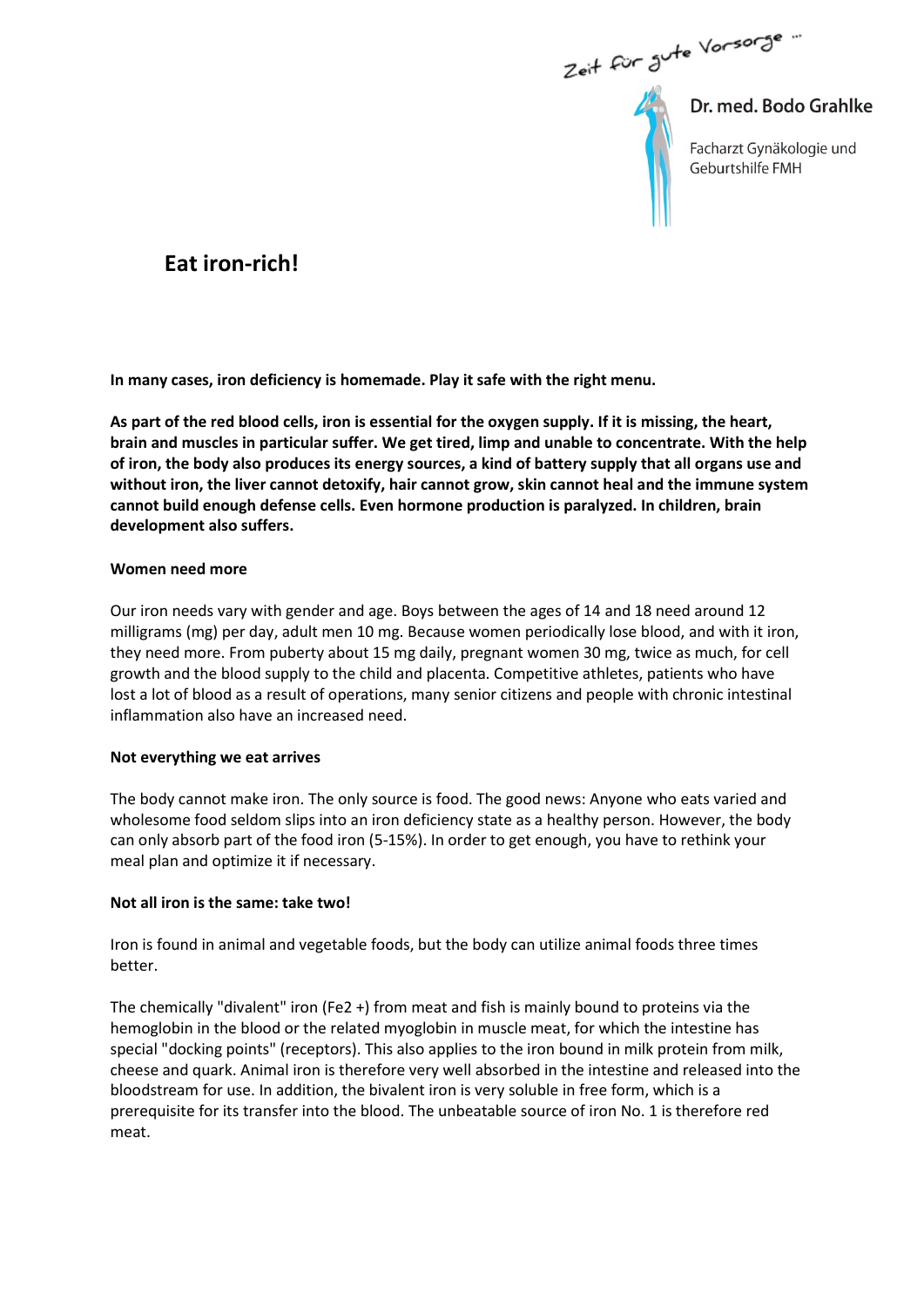Zeit für gute Vorsorge ...

Dr. med. Bodo Grahlke

Facharzt Gynäkologie und Geburtshilfe FMH

# Eat iron-rich!

**In many cases, iron deficiency is homemade. Play it safe with the right menu.**

**As part of the red blood cells, iron is essential for the oxygen supply. If it is missing, the heart, brain and muscles in particular suffer. We get tired, limp and unable to concentrate. With the help of iron, the body also produces its energy sources, a kind of battery supply that all organs use and without iron, the liver cannot detoxify, hair cannot grow, skin cannot heal and the immune system cannot build enough defense cells. Even hormone production is paralyzed. In children, brain development also suffers.**

**Women need more**

Our iron needs vary with gender and age. Boys between the ages of 14 and 18 need around 12 milligrams (mg) per day, adult men 10 mg. Because women periodically lose blood, and with it iron, they need more. From puberty about 15 mg daily, pregnant women 30 mg, twice as much, for cell growth and the blood supply to the child and placenta. Competitive athletes, patients who have lost a lot of blood as a result of operations, many senior citizens and people with chronic intestinal inflammation also have an increased need.

**Not everything we eat arrives**

The body cannot make iron. The only source is food. The good news: Anyone who eats varied and wholesome food seldom slips into an iron deficiency state as a healthy person. However, the body can only absorb part of the food iron (5-15%). In order to get enough, you have to rethink your meal plan and optimize it if necessary.

**Not all iron is the same: take two!**

Iron is found in animal and vegetable foods, but the body can utilize animal foods three times better.

The chemically "divalent" iron ($Fe^{2+}$) from meat and fish is mainly bound to proteins via the hemoglobin in the blood or the related myoglobin in muscle meat, for which the intestine has special "docking points" (receptors). This also applies to the iron bound in milk protein from milk, cheese and quark. Animal iron is therefore very well absorbed in the intestine and released into the bloodstream for use. In addition, the bivalent iron is very soluble in free form, which is a prerequisite for its transfer into the blood. The unbeatable source of iron No. 1 is therefore red meat.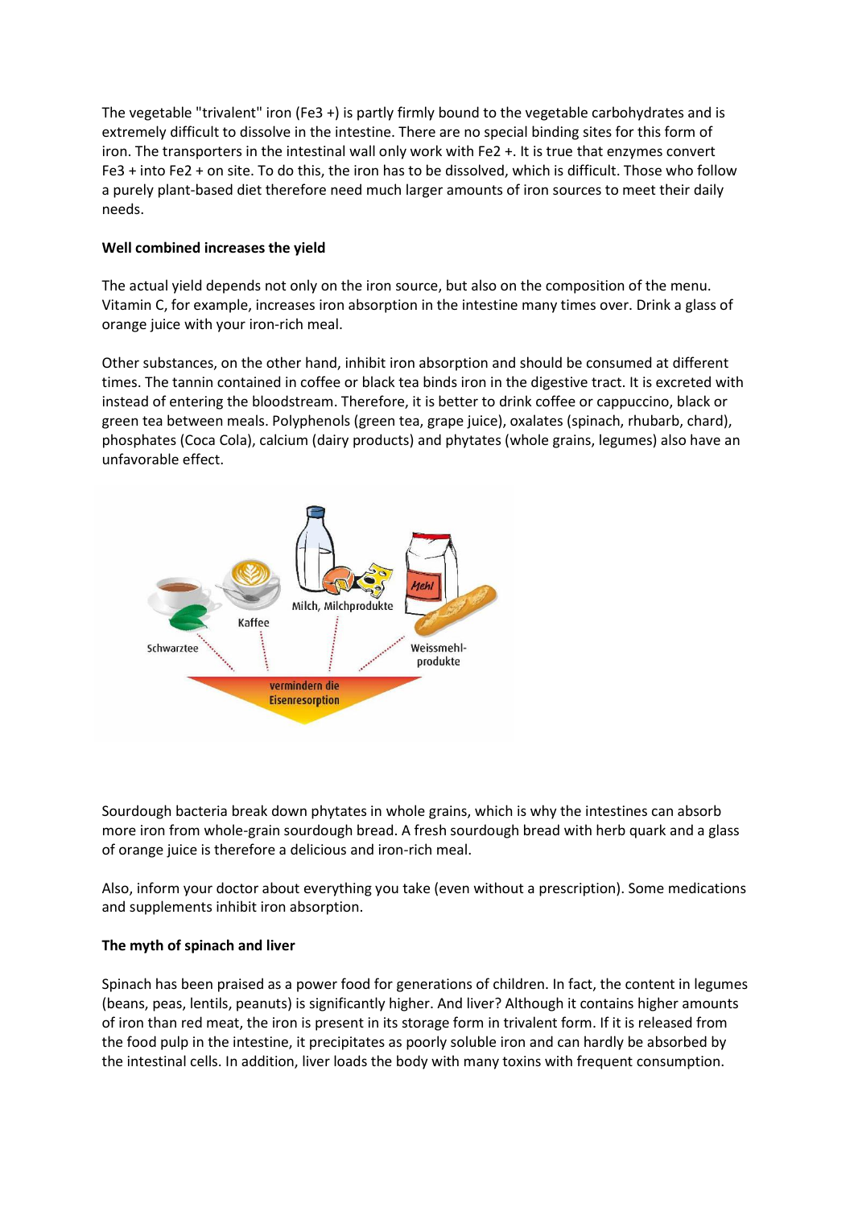The vegetable "trivalent" iron ($Fe^{3+}$) is partly firmly bound to the vegetable carbohydrates and is extremely difficult to dissolve in the intestine. There are no special binding sites for this form of iron. The transporters in the intestinal wall only work with $Fe^{2+}$. It is true that enzymes convert $Fe^{3+}$ into $Fe^{2+}$ on site. To do this, the iron has to be dissolved, which is difficult. Those who follow a purely plant-based diet therefore need much larger amounts of iron sources to meet their daily needs.

**Well combined increases the yield**

The actual yield depends not only on the iron source, but also on the composition of the menu. Vitamin C, for example, increases iron absorption in the intestine many times over. Drink a glass of orange juice with your iron-rich meal.

Other substances, on the other hand, inhibit iron absorption and should be consumed at different times. The tannin contained in coffee or black tea binds iron in the digestive tract. It is excreted with instead of entering the bloodstream. Therefore, it is better to drink coffee or cappuccino, black or green tea between meals. Polyphenols (green tea, grape juice), oxalates (spinach, rhubarb, chard), phosphates (Coca Cola), calcium (dairy products) and phytates (whole grains, legumes) also have an unfavorable effect.

Sourdough bacteria break down phytates in whole grains, which is why the intestines can absorb more iron from whole-grain sourdough bread. A fresh sourdough bread with herb quark and a glass of orange juice is therefore a delicious and iron-rich meal.

Also, inform your doctor about everything you take (even without a prescription). Some medications and supplements inhibit iron absorption.

**The myth of spinach and liver**

Spinach has been praised as a power food for generations of children. In fact, the content in legumes (beans, peas, lentils, peanuts) is significantly higher. And liver? Although it contains higher amounts of iron than red meat, the iron is present in its storage form in trivalent form. If it is released from the food pulp in the intestine, it precipitates as poorly soluble iron and can hardly be absorbed by the intestinal cells. In addition, liver loads the body with many toxins with frequent consumption.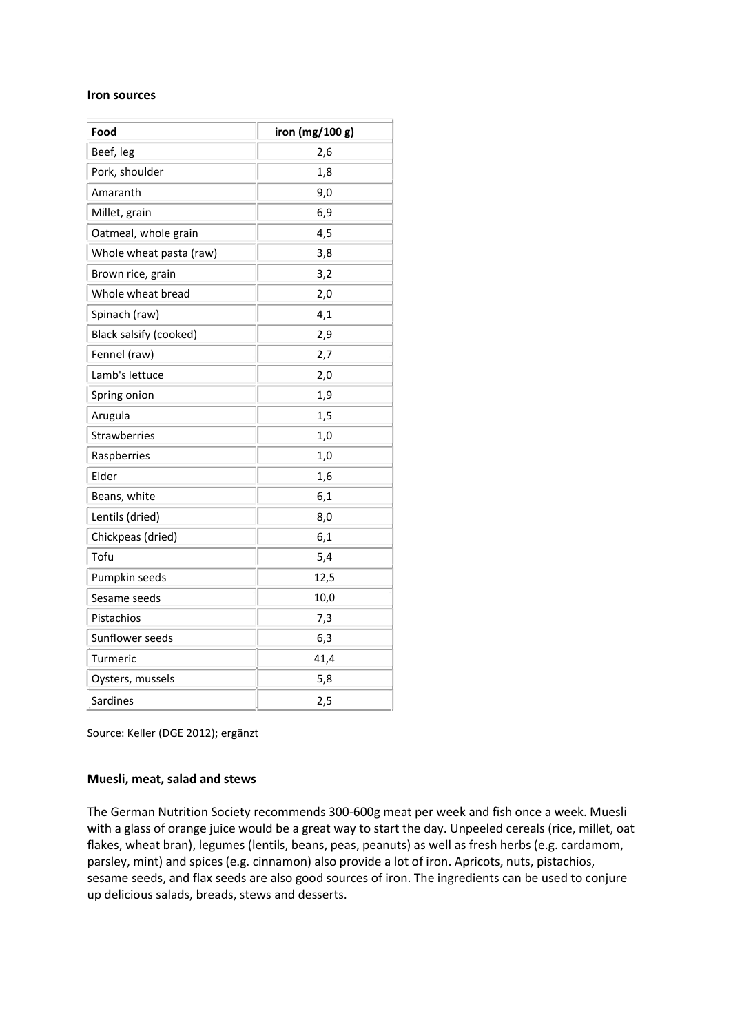**Iron sources**

| Food | iron (mg/100 g) |
|---|---|
| Beef, leg | 2,6 |
| Pork, shoulder | 1,8 |
| Amaranth | 9,0 |
| Millet, grain | 6,9 |
| Oatmeal, whole grain | 4,5 |
| Whole wheat pasta (raw) | 3,8 |
| Brown rice, grain | 3,2 |
| Whole wheat bread | 2,0 |
| Spinach (raw) | 4,1 |
| Black salsify (cooked) | 2,9 |
| Fennel (raw) | 2,7 |
| Lamb's lettuce | 2,0 |
| Spring onion | 1,9 |
| Arugula | 1,5 |
| Strawberries | 1,0 |
| Raspberries | 1,0 |
| Elder | 1,6 |
| Beans, white | 6,1 |
| Lentils (dried) | 8,0 |
| Chickpeas (dried) | 6,1 |
| Tofu | 5,4 |
| Pumpkin seeds | 12,5 |
| Sesame seeds | 10,0 |
| Pistachios | 7,3 |
| Sunflower seeds | 6,3 |
| Turmeric | 41,4 |
| Oysters, mussels | 5,8 |
| Sardines | 2,5 |

Source: Keller (DGE 2012); ergänzt

**Muesli, meat, salad and stews**

The German Nutrition Society recommends 300-600g meat per week and fish once a week. Muesli with a glass of orange juice would be a great way to start the day. Unpeeled cereals (rice, millet, oat flakes, wheat bran), legumes (lentils, beans, peas, peanuts) as well as fresh herbs (e.g. cardamom, parsley, mint) and spices (e.g. cinnamon) also provide a lot of iron. Apricots, nuts, pistachios, sesame seeds, and flax seeds are also good sources of iron. The ingredients can be used to conjure up delicious salads, breads, stews and desserts.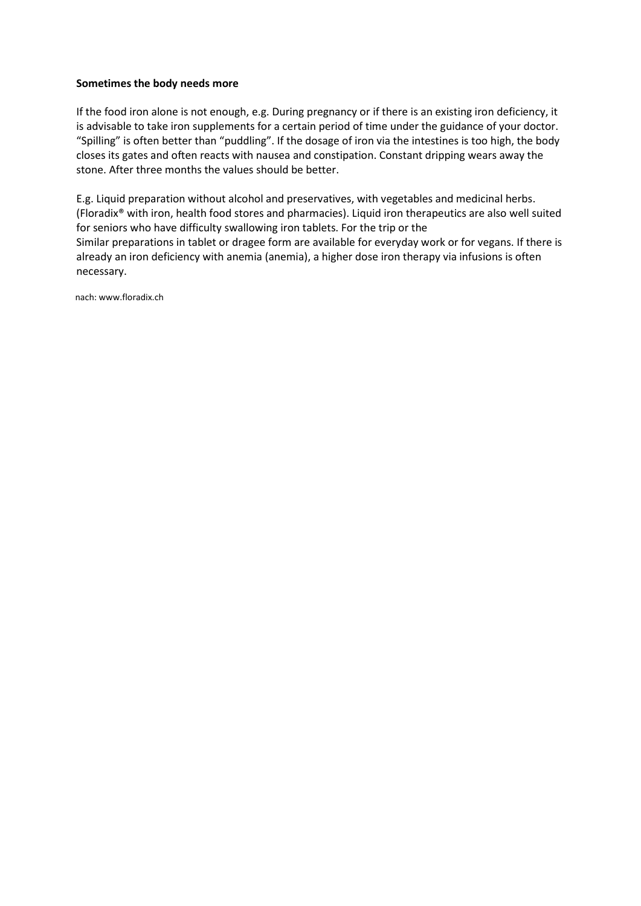**Sometimes the body needs more**

If the food iron alone is not enough, e.g. During pregnancy or if there is an existing iron deficiency, it is advisable to take iron supplements for a certain period of time under the guidance of your doctor. “Spilling” is often better than “puddling”. If the dosage of iron via the intestines is too high, the body closes its gates and often reacts with nausea and constipation. Constant dripping wears away the stone. After three months the values should be better.

E.g. Liquid preparation without alcohol and preservatives, with vegetables and medicinal herbs. (Floradix® with iron, health food stores and pharmacies). Liquid iron therapeutics are also well suited for seniors who have difficulty swallowing iron tablets. For the trip or the
Similar preparations in tablet or dragee form are available for everyday work or for vegans. If there is already an iron deficiency with anemia (anemia), a higher dose iron therapy via infusions is often necessary.

nach: www.floradix.ch